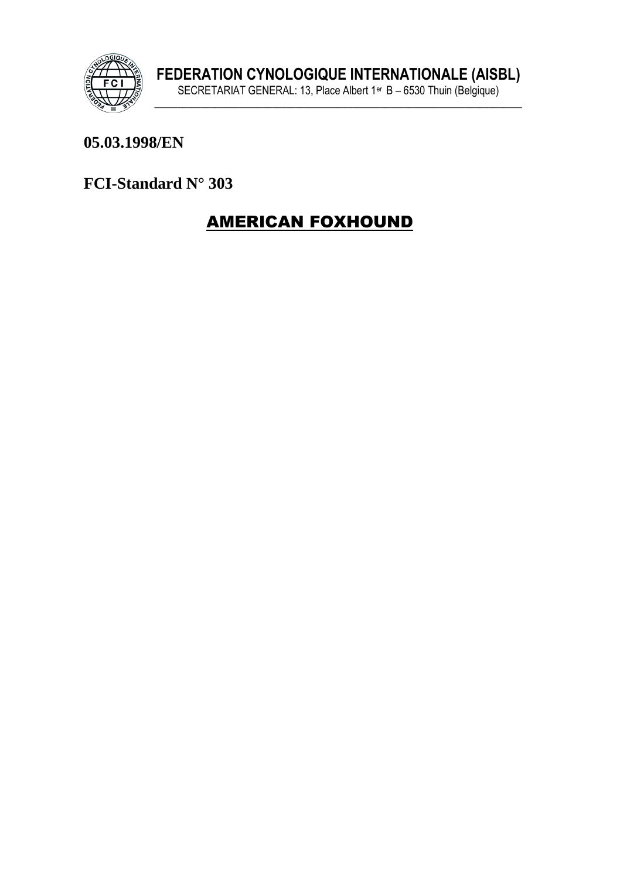**FEDERATION CYNOLOGIQUE INTERNATIONALE (AISBL)**

SECRETARIAT GENERAL: 13, Place Albert 1er B – 6530 Thuin (Belgique)

**05.03.1998/EN**

**FCI-Standard N° 303**

# AMERICAN FOXHOUND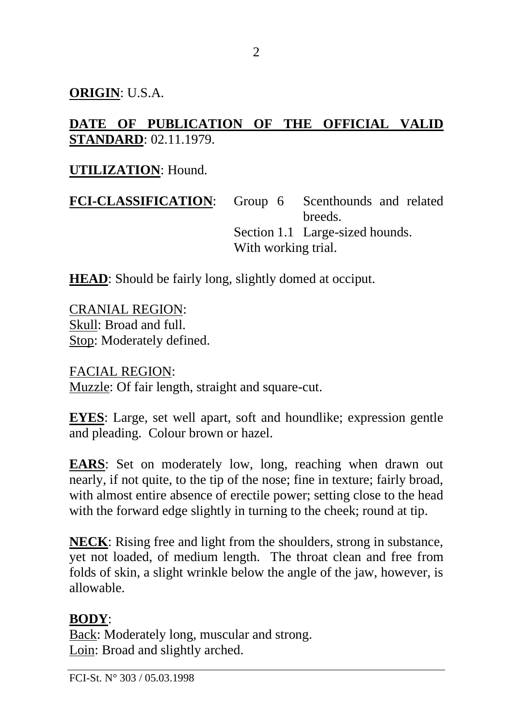**ORIGIN**: U.S.A.

**DATE OF PUBLICATION OF THE OFFICIAL VALID STANDARD**: 02.11.1979.

**UTILIZATION**: Hound.

**FCI-CLASSIFICATION**: Group 6 Scenthounds and related breeds.
Section 1.1 Large-sized hounds.
With working trial.

**HEAD**: Should be fairly long, slightly domed at occiput.

CRANIAL REGION:
Skull: Broad and full.
Stop: Moderately defined.

FACIAL REGION:
Muzzle: Of fair length, straight and square-cut.

**EYES**: Large, set well apart, soft and houndlike; expression gentle and pleading. Colour brown or hazel.

**EARS**: Set on moderately low, long, reaching when drawn out nearly, if not quite, to the tip of the nose; fine in texture; fairly broad, with almost entire absence of erectile power; setting close to the head with the forward edge slightly in turning to the cheek; round at tip.

**NECK**: Rising free and light from the shoulders, strong in substance, yet not loaded, of medium length. The throat clean and free from folds of skin, a slight wrinkle below the angle of the jaw, however, is allowable.

**BODY**:
Back: Moderately long, muscular and strong.
Loin: Broad and slightly arched.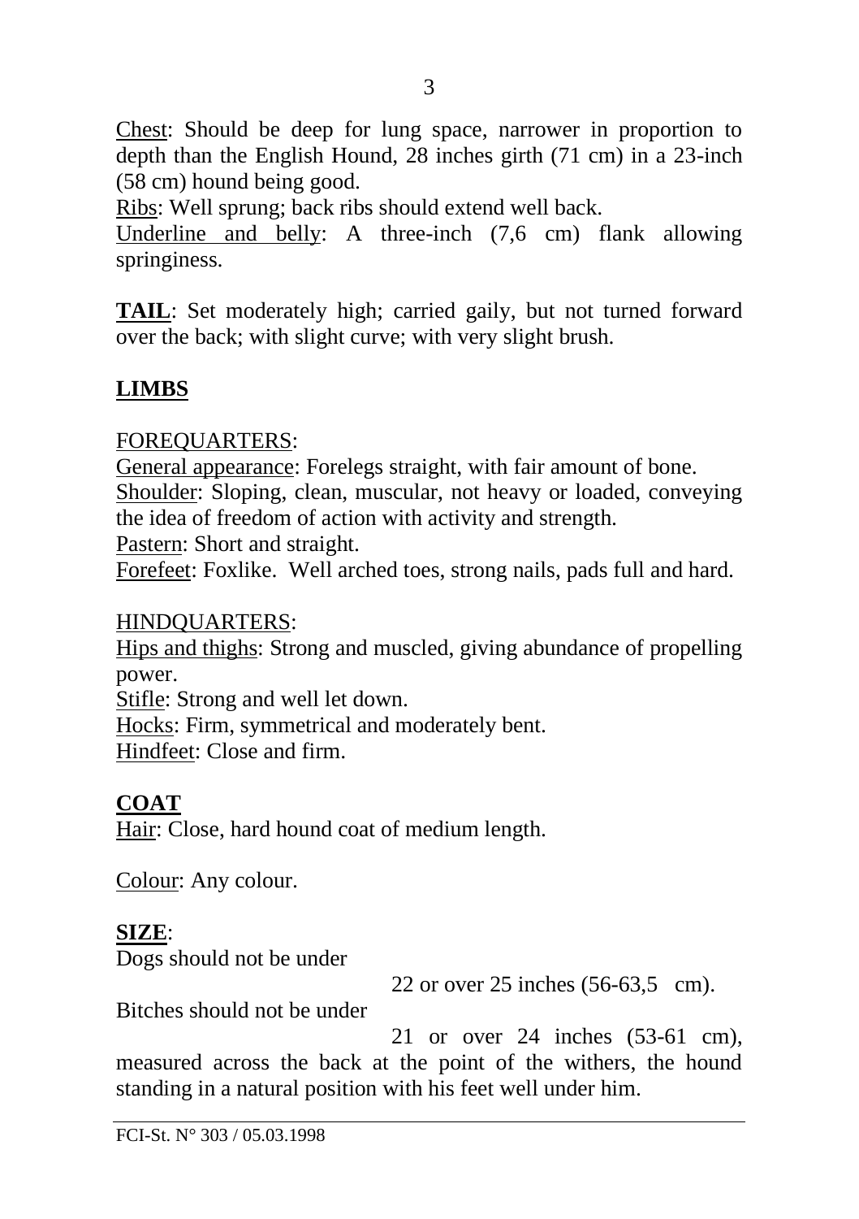Chest: Should be deep for lung space, narrower in proportion to depth than the English Hound, 28 inches girth (71 cm) in a 23-inch (58 cm) hound being good.
Ribs: Well sprung; back ribs should extend well back.
Underline and belly: A three-inch (7,6 cm) flank allowing springiness.

**TAIL**: Set moderately high; carried gaily, but not turned forward over the back; with slight curve; with very slight brush.

**LIMBS**

FOREQUARTERS:
General appearance: Forelegs straight, with fair amount of bone.
Shoulder: Sloping, clean, muscular, not heavy or loaded, conveying the idea of freedom of action with activity and strength.
Pastern: Short and straight.
Forefeet: Foxlike. Well arched toes, strong nails, pads full and hard.

HINDQUARTERS:
Hips and thighs: Strong and muscled, giving abundance of propelling power.
Stifle: Strong and well let down.
Hocks: Firm, symmetrical and moderately bent.
Hindfeet: Close and firm.

**COAT**
Hair: Close, hard hound coat of medium length.

Colour: Any colour.

**SIZE**:
Dogs should not be under 22 or over 25 inches (56-63,5 cm).
Bitches should not be under 21 or over 24 inches (53-61 cm), measured across the back at the point of the withers, the hound standing in a natural position with his feet well under him.

FCI-St. N° 303 / 05.03.1998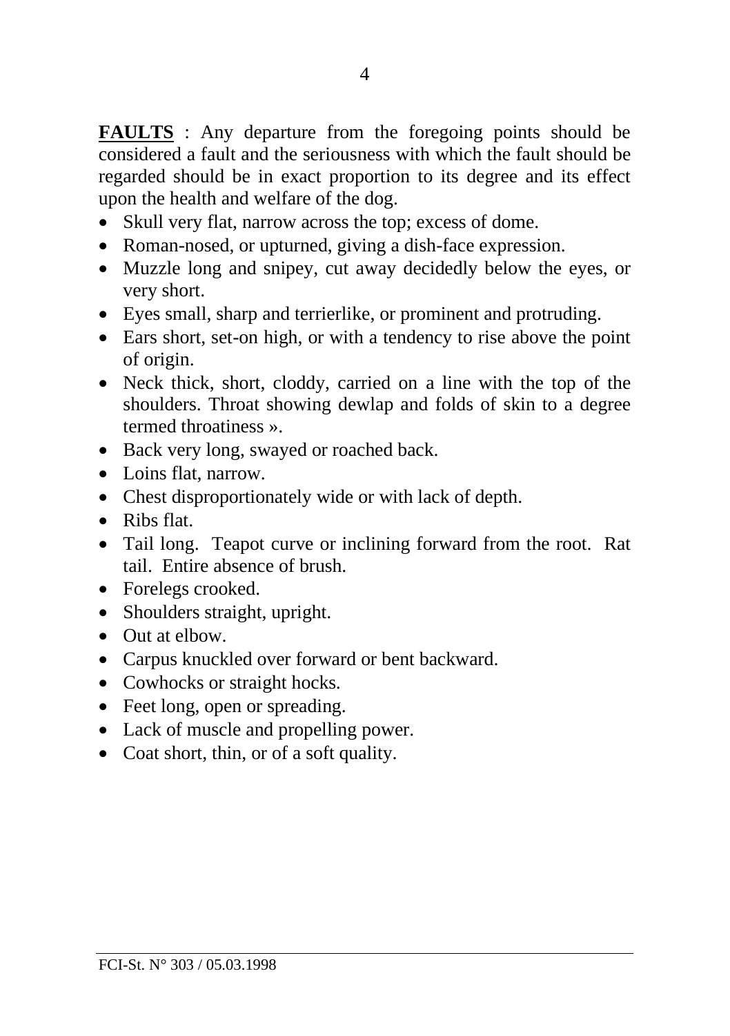**FAULTS** : Any departure from the foregoing points should be considered a fault and the seriousness with which the fault should be regarded should be in exact proportion to its degree and its effect upon the health and welfare of the dog.

- Skull very flat, narrow across the top; excess of dome.
- Roman-nosed, or upturned, giving a dish-face expression.
- Muzzle long and snipey, cut away decidedly below the eyes, or very short.
- Eyes small, sharp and terrierlike, or prominent and protruding.
- Ears short, set-on high, or with a tendency to rise above the point of origin.
- Neck thick, short, cloddy, carried on a line with the top of the shoulders. Throat showing dewlap and folds of skin to a degree termed throatiness ».
- Back very long, swayed or roached back.
- Loins flat, narrow.
- Chest disproportionately wide or with lack of depth.
- Ribs flat.
- Tail long. Teapot curve or inclining forward from the root. Rat tail. Entire absence of brush.
- Forelegs crooked.
- Shoulders straight, upright.
- Out at elbow.
- Carpus knuckled over forward or bent backward.
- Cowhocks or straight hocks.
- Feet long, open or spreading.
- Lack of muscle and propelling power.
- Coat short, thin, or of a soft quality.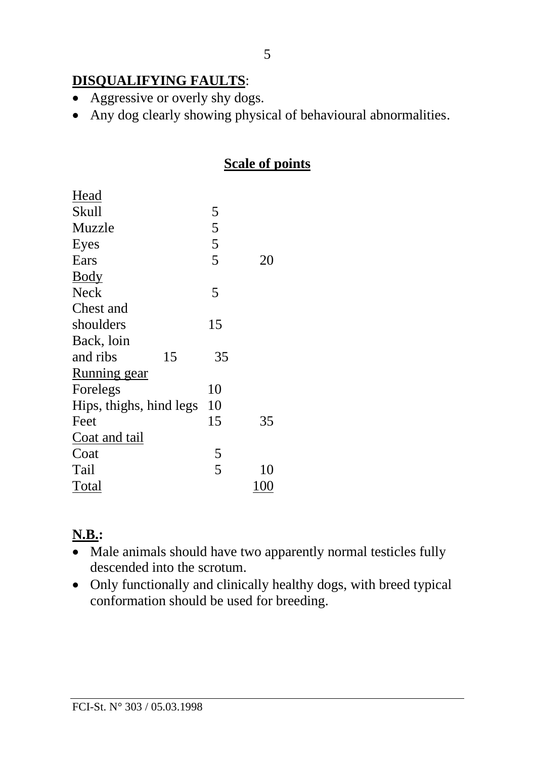**<u>DISQUALIFYING FAULTS</u>**:

- Aggressive or overly shy dogs.
- Any dog clearly showing physical of behavioural abnormalities.

## <u>Scale of points</u>

| | | |
|---|---|---|
| <u>Head</u> | | |
| Skull | 5 | |
| Muzzle | 5 | |
| Eyes | 5 | |
| Ears | 5 | 20 |
| <u>Body</u> | | |
| Neck | 5 | |
| Chest and shoulders | 15 | |
| Back, loin and ribs 15 | 35 | |
| <u>Running gear</u> | | |
| Forelegs | 10 | |
| Hips, thighs, hind legs | 10 | |
| Feet | 15 | 35 |
| <u>Coat and tail</u> | | |
| Coat | 5 | |
| Tail | 5 | 10 |
| <u>Total</u> | | <u>100</u> |

**<u>N.B.</u>:**

- Male animals should have two apparently normal testicles fully descended into the scrotum.
- Only functionally and clinically healthy dogs, with breed typical conformation should be used for breeding.

FCI-St. N° 303 / 05.03.1998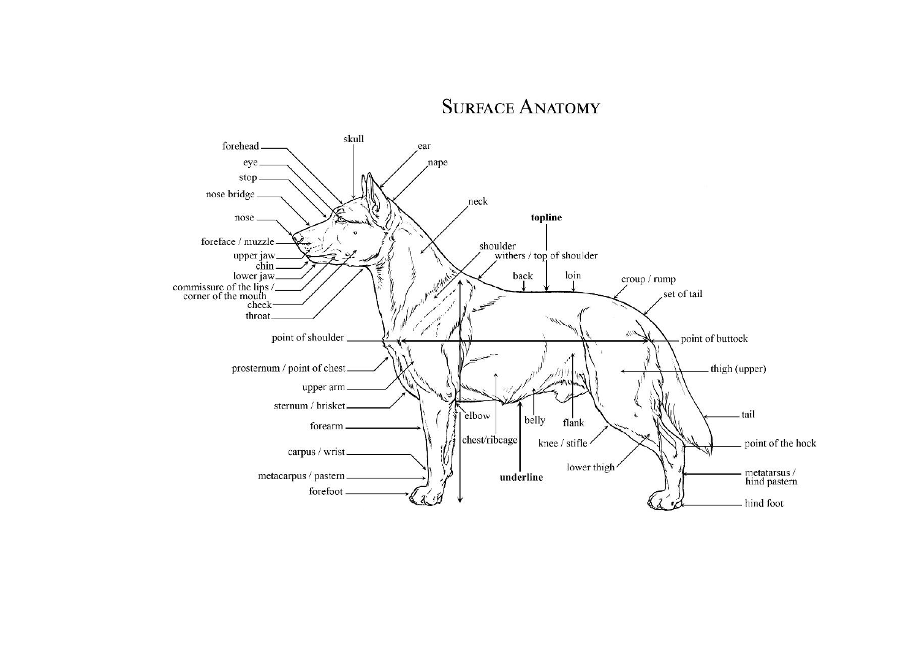# Surface Anatomy

forehead
eye
stop
nose bridge
nose
foreface / muzzle
upper jaw
chin
lower jaw
commissure of the lips / corner of the mouth
cheek
throat
skull
ear
nape
neck
topline
shoulder
withers / top of shoulder
back
loin
croup / rump
set of tail
point of shoulder
point of buttock
prosternum / point of chest
thigh (upper)
upper arm
sternum / brisket
elbow
belly
flank
tail
forearm
chest/ribcage
knee / stifle
point of the hock
carpus / wrist
lower thigh
underline
metacarpus / pastern
metatarsus / hind pastern
forefoot
hind foot